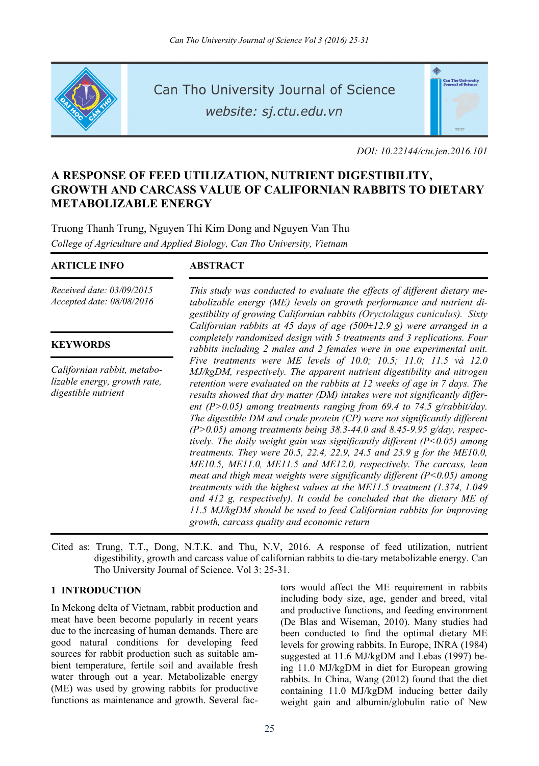DOI: 10.22144/ctu.jen.2016.101

# A RESPONSE OF FEED UTILIZATION, NUTRIENT DIGESTIBILITY, GROWTH AND CARCASS VALUE OF CALIFORNIAN RABBITS TO DIETARY METABOLIZABLE ENERGY

Truong Thanh Trung, Nguyen Thi Kim Dong and Nguyen Van Thu

*College of Agriculture and Applied Biology, Can Tho University, Vietnam*

## ARTICLE INFO

*Received date: 03/09/2015*
*Accepted date: 08/08/2016*

## KEYWORDS

*Californian rabbit, metabolizable energy, growth rate, digestible nutrient*

## ABSTRACT

*This study was conducted to evaluate the effects of different dietary metabolizable energy (ME) levels on growth performance and nutrient digestibility of growing Californian rabbits (Oryctolagus cuniculus). Sixty Californian rabbits at 45 days of age (500±12.9 g) were arranged in a completely randomized design with 5 treatments and 3 replications. Four rabbits including 2 males and 2 females were in one experimental unit. Five treatments were ME levels of 10.0; 10.5; 11.0; 11.5 và 12.0 MJ/kgDM, respectively. The apparent nutrient digestibility and nitrogen retention were evaluated on the rabbits at 12 weeks of age in 7 days. The results showed that dry matter (DM) intakes were not significantly different (P>0.05) among treatments ranging from 69.4 to 74.5 g/rabbit/day. The digestible DM and crude protein (CP) were not significantly different (P>0.05) among treatments being 38.3-44.0 and 8.45-9.95 g/day, respectively. The daily weight gain was significantly different (P<0.05) among treatments. They were 20.5, 22.4, 22.9, 24.5 and 23.9 g for the ME10.0, ME10.5, ME11.0, ME11.5 and ME12.0, respectively. The carcass, lean meat and thigh meat weights were significantly different (P<0.05) among treatments with the highest values at the ME11.5 treatment (1.374, 1.049 and 412 g, respectively). It could be concluded that the dietary ME of 11.5 MJ/kgDM should be used to feed Californian rabbits for improving growth, carcass quality and economic return*

Cited as: Trung, T.T., Dong, N.T.K. and Thu, N.V, 2016. A response of feed utilization, nutrient digestibility, growth and carcass value of californian rabbits to die-tary metabolizable energy. Can Tho University Journal of Science. Vol 3: 25-31.

## 1 INTRODUCTION

In Mekong delta of Vietnam, rabbit production and meat have been become popularly in recent years due to the increasing of human demands. There are good natural conditions for developing feed sources for rabbit production such as suitable ambient temperature, fertile soil and available fresh water through out a year. Metabolizable energy (ME) was used by growing rabbits for productive functions as maintenance and growth. Several factors would affect the ME requirement in rabbits including body size, age, gender and breed, vital and productive functions, and feeding environment (De Blas and Wiseman, 2010). Many studies had been conducted to find the optimal dietary ME levels for growing rabbits. In Europe, INRA (1984) suggested at 11.6 MJ/kgDM and Lebas (1997) being 11.0 MJ/kgDM in diet for European growing rabbits. In China, Wang (2012) found that the diet containing 11.0 MJ/kgDM inducing better daily weight gain and albumin/globulin ratio of New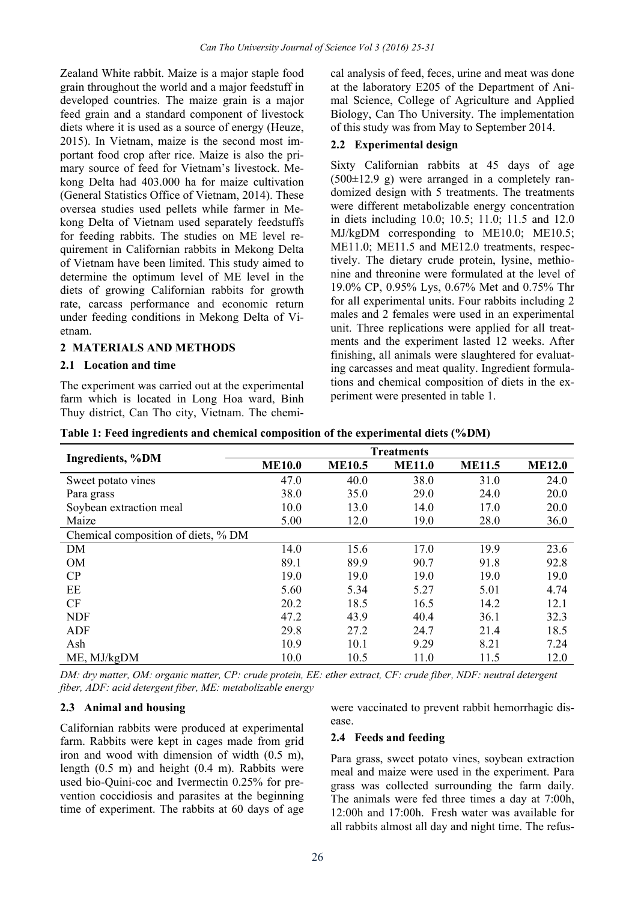Zealand White rabbit. Maize is a major staple food grain throughout the world and a major feedstuff in developed countries. The maize grain is a major feed grain and a standard component of livestock diets where it is used as a source of energy (Heuze, 2015). In Vietnam, maize is the second most important food crop after rice. Maize is also the primary source of feed for Vietnam's livestock. Mekong Delta had 403.000 ha for maize cultivation (General Statistics Office of Vietnam, 2014). These oversea studies used pellets while farmer in Mekong Delta of Vietnam used separately feedstuffs for feeding rabbits. The studies on ME level requirement in Californian rabbits in Mekong Delta of Vietnam have been limited. This study aimed to determine the optimum level of ME level in the diets of growing Californian rabbits for growth rate, carcass performance and economic return under feeding conditions in Mekong Delta of Vietnam.

## 2 MATERIALS AND METHODS

### 2.1 Location and time

The experiment was carried out at the experimental farm which is located in Long Hoa ward, Binh Thuy district, Can Tho city, Vietnam. The chemical analysis of feed, feces, urine and meat was done at the laboratory E205 of the Department of Animal Science, College of Agriculture and Applied Biology, Can Tho University. The implementation of this study was from May to September 2014.

### 2.2 Experimental design

Sixty Californian rabbits at 45 days of age (500±12.9 g) were arranged in a completely randomized design with 5 treatments. The treatments were different metabolizable energy concentration in diets including 10.0; 10.5; 11.0; 11.5 and 12.0 MJ/kgDM corresponding to ME10.0; ME10.5; ME11.0; ME11.5 and ME12.0 treatments, respectively. The dietary crude protein, lysine, methionine and threonine were formulated at the level of 19.0% CP, 0.95% Lys, 0.67% Met and 0.75% Thr for all experimental units. Four rabbits including 2 males and 2 females were used in an experimental unit. Three replications were applied for all treatments and the experiment lasted 12 weeks. After finishing, all animals were slaughtered for evaluating carcasses and meat quality. Ingredient formulations and chemical composition of diets in the experiment were presented in table 1.

**Table 1: Feed ingredients and chemical composition of the experimental diets (%DM)**

| Ingredients, %DM | Treatments | | | | |
|---|---|---|---|---|---|
| | **ME10.0** | **ME10.5** | **ME11.0** | **ME11.5** | **ME12.0** |
| Sweet potato vines | 47.0 | 40.0 | 38.0 | 31.0 | 24.0 |
| Para grass | 38.0 | 35.0 | 29.0 | 24.0 | 20.0 |
| Soybean extraction meal | 10.0 | 13.0 | 14.0 | 17.0 | 20.0 |
| Maize | 5.00 | 12.0 | 19.0 | 28.0 | 36.0 |
| Chemical composition of diets, % DM | | | | | |
| DM | 14.0 | 15.6 | 17.0 | 19.9 | 23.6 |
| OM | 89.1 | 89.9 | 90.7 | 91.8 | 92.8 |
| CP | 19.0 | 19.0 | 19.0 | 19.0 | 19.0 |
| EE | 5.60 | 5.34 | 5.27 | 5.01 | 4.74 |
| CF | 20.2 | 18.5 | 16.5 | 14.2 | 12.1 |
| NDF | 47.2 | 43.9 | 40.4 | 36.1 | 32.3 |
| ADF | 29.8 | 27.2 | 24.7 | 21.4 | 18.5 |
| Ash | 10.9 | 10.1 | 9.29 | 8.21 | 7.24 |
| ME, MJ/kgDM | 10.0 | 10.5 | 11.0 | 11.5 | 12.0 |

*DM: dry matter, OM: organic matter, CP: crude protein, EE: ether extract, CF: crude fiber, NDF: neutral detergent fiber, ADF: acid detergent fiber, ME: metabolizable energy*

### 2.3 Animal and housing

Californian rabbits were produced at experimental farm. Rabbits were kept in cages made from grid iron and wood with dimension of width (0.5 m), length (0.5 m) and height (0.4 m). Rabbits were used bio-Quini-coc and Ivermectin 0.25% for prevention coccidiosis and parasites at the beginning time of experiment. The rabbits at 60 days of age were vaccinated to prevent rabbit hemorrhagic disease.

### 2.4 Feeds and feeding

Para grass, sweet potato vines, soybean extraction meal and maize were used in the experiment. Para grass was collected surrounding the farm daily. The animals were fed three times a day at 7:00h, 12:00h and 17:00h. Fresh water was available for all rabbits almost all day and night time. The refus-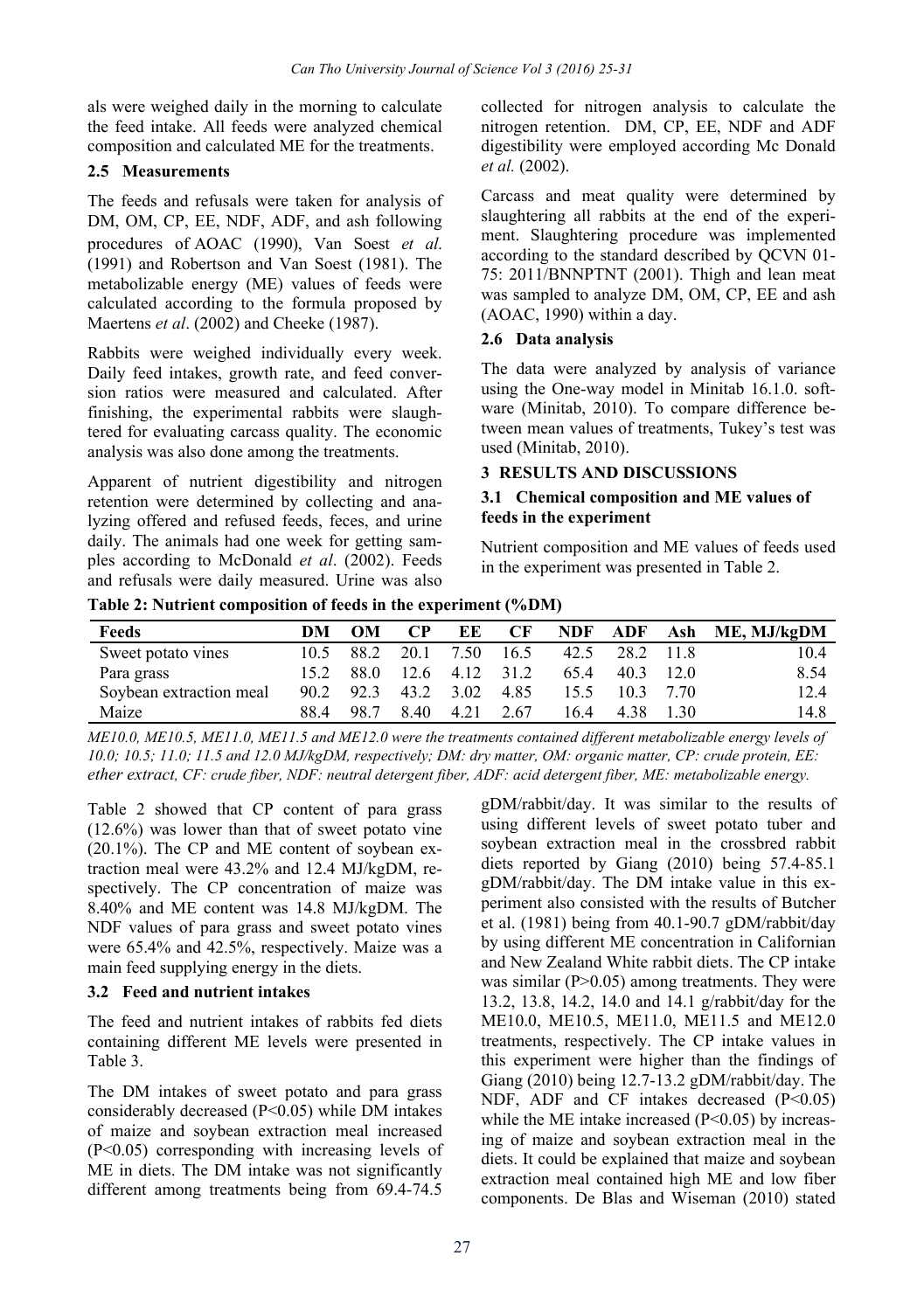als were weighed daily in the morning to calculate the feed intake. All feeds were analyzed chemical composition and calculated ME for the treatments.

### 2.5 Measurements

The feeds and refusals were taken for analysis of DM, OM, CP, EE, NDF, ADF, and ash following procedures of AOAC (1990), Van Soest *et al*. (1991) and Robertson and Van Soest (1981). The metabolizable energy (ME) values of feeds were calculated according to the formula proposed by Maertens *et al*. (2002) and Cheeke (1987).

Rabbits were weighed individually every week. Daily feed intakes, growth rate, and feed conversion ratios were measured and calculated. After finishing, the experimental rabbits were slaughtered for evaluating carcass quality. The economic analysis was also done among the treatments.

Apparent of nutrient digestibility and nitrogen retention were determined by collecting and analyzing offered and refused feeds, feces, and urine daily. The animals had one week for getting samples according to McDonald *et al*. (2002). Feeds and refusals were daily measured. Urine was also collected for nitrogen analysis to calculate the nitrogen retention. DM, CP, EE, NDF and ADF digestibility were employed according Mc Donald *et al.* (2002).

Carcass and meat quality were determined by slaughtering all rabbits at the end of the experiment. Slaughtering procedure was implemented according to the standard described by QCVN 01-75: 2011/BNNPTNT (2001). Thigh and lean meat was sampled to analyze DM, OM, CP, EE and ash (AOAC, 1990) within a day.

### 2.6 Data analysis

The data were analyzed by analysis of variance using the One-way model in Minitab 16.1.0. software (Minitab, 2010). To compare difference between mean values of treatments, Tukey's test was used (Minitab, 2010).

## 3 RESULTS AND DISCUSSIONS

### 3.1 Chemical composition and ME values of feeds in the experiment

Nutrient composition and ME values of feeds used in the experiment was presented in Table 2.

**Table 2: Nutrient composition of feeds in the experiment (%DM)**

| Feeds | DM | OM | CP | EE | CF | NDF | ADF | Ash | ME, MJ/kgDM |
|---|---|---|---|---|---|---|---|---|---|
| Sweet potato vines | 10.5 | 88.2 | 20.1 | 7.50 | 16.5 | 42.5 | 28.2 | 11.8 | 10.4 |
| Para grass | 15.2 | 88.0 | 12.6 | 4.12 | 31.2 | 65.4 | 40.3 | 12.0 | 8.54 |
| Soybean extraction meal | 90.2 | 92.3 | 43.2 | 3.02 | 4.85 | 15.5 | 10.3 | 7.70 | 12.4 |
| Maize | 88.4 | 98.7 | 8.40 | 4.21 | 2.67 | 16.4 | 4.38 | 1.30 | 14.8 |

*ME10.0, ME10.5, ME11.0, ME11.5 and ME12.0 were the treatments contained different metabolizable energy levels of 10.0; 10.5; 11.0; 11.5 and 12.0 MJ/kgDM, respectively; DM: dry matter, OM: organic matter, CP: crude protein, EE: ether extract, CF: crude fiber, NDF: neutral detergent fiber, ADF: acid detergent fiber, ME: metabolizable energy.*

Table 2 showed that CP content of para grass (12.6%) was lower than that of sweet potato vine (20.1%). The CP and ME content of soybean extraction meal were 43.2% and 12.4 MJ/kgDM, respectively. The CP concentration of maize was 8.40% and ME content was 14.8 MJ/kgDM. The NDF values of para grass and sweet potato vines were 65.4% and 42.5%, respectively. Maize was a main feed supplying energy in the diets.

### 3.2 Feed and nutrient intakes

The feed and nutrient intakes of rabbits fed diets containing different ME levels were presented in Table 3.

The DM intakes of sweet potato and para grass considerably decreased ($P<0.05$) while DM intakes of maize and soybean extraction meal increased ($P<0.05$) corresponding with increasing levels of ME in diets. The DM intake was not significantly different among treatments being from 69.4-74.5 gDM/rabbit/day. It was similar to the results of using different levels of sweet potato tuber and soybean extraction meal in the crossbred rabbit diets reported by Giang (2010) being 57.4-85.1 gDM/rabbit/day. The DM intake value in this experiment also consisted with the results of Butcher et al. (1981) being from 40.1-90.7 gDM/rabbit/day by using different ME concentration in Californian and New Zealand White rabbit diets. The CP intake was similar ($P>0.05$) among treatments. They were 13.2, 13.8, 14.2, 14.0 and 14.1 g/rabbit/day for the ME10.0, ME10.5, ME11.0, ME11.5 and ME12.0 treatments, respectively. The CP intake values in this experiment were higher than the findings of Giang (2010) being 12.7-13.2 gDM/rabbit/day. The NDF, ADF and CF intakes decreased ($P<0.05$) while the ME intake increased ($P<0.05$) by increasing of maize and soybean extraction meal in the diets. It could be explained that maize and soybean extraction meal contained high ME and low fiber components. De Blas and Wiseman (2010) stated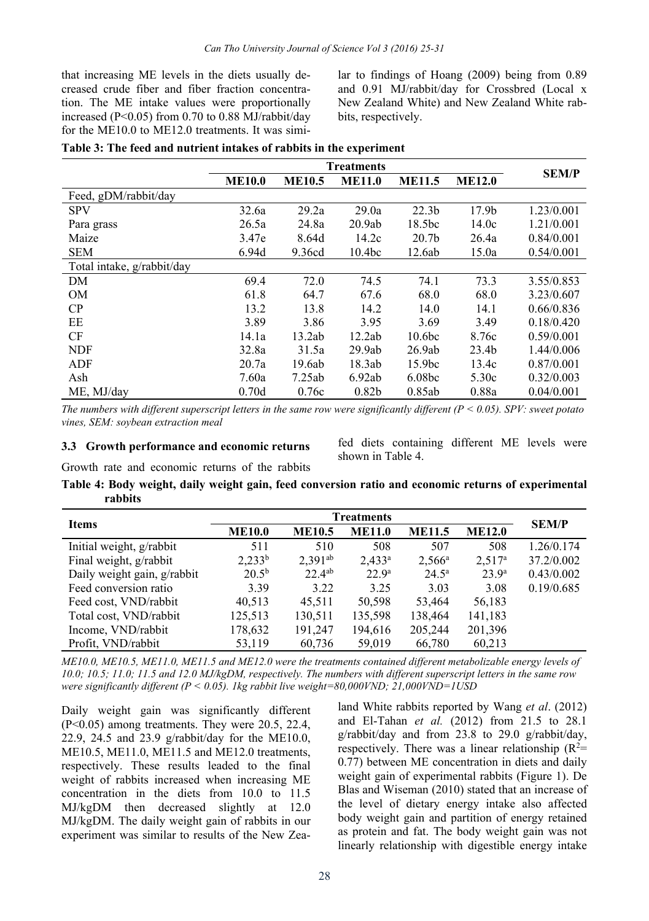that increasing ME levels in the diets usually decreased crude fiber and fiber fraction concentration. The ME intake values were proportionally increased ($P<0.05$) from 0.70 to 0.88 MJ/rabbit/day for the ME10.0 to ME12.0 treatments. It was similar to findings of Hoang (2009) being from 0.89 and 0.91 MJ/rabbit/day for Crossbred (Local x New Zealand White) and New Zealand White rabbits, respectively.

**Table 3: The feed and nutrient intakes of rabbits in the experiment**

| | Treatments | | | | | SEM/P |
|---|---|---|---|---|---|---|
| | **ME10.0** | **ME10.5** | **ME11.0** | **ME11.5** | **ME12.0** | |
| Feed, gDM/rabbit/day | | | | | | |
| SPV | 32.6a | 29.2a | 29.0a | 22.3b | 17.9b | 1.23/0.001 |
| Para grass | 26.5a | 24.8a | 20.9ab | 18.5bc | 14.0c | 1.21/0.001 |
| Maize | 3.47e | 8.64d | 14.2c | 20.7b | 26.4a | 0.84/0.001 |
| SEM | 6.94d | 9.36cd | 10.4bc | 12.6ab | 15.0a | 0.54/0.001 |
| Total intake, g/rabbit/day | | | | | | |
| DM | 69.4 | 72.0 | 74.5 | 74.1 | 73.3 | 3.55/0.853 |
| OM | 61.8 | 64.7 | 67.6 | 68.0 | 68.0 | 3.23/0.607 |
| CP | 13.2 | 13.8 | 14.2 | 14.0 | 14.1 | 0.66/0.836 |
| EE | 3.89 | 3.86 | 3.95 | 3.69 | 3.49 | 0.18/0.420 |
| CF | 14.1a | 13.2ab | 12.2ab | 10.6bc | 8.76c | 0.59/0.001 |
| NDF | 32.8a | 31.5a | 29.9ab | 26.9ab | 23.4b | 1.44/0.006 |
| ADF | 20.7a | 19.6ab | 18.3ab | 15.9bc | 13.4c | 0.87/0.001 |
| Ash | 7.60a | 7.25ab | 6.92ab | 6.08bc | 5.30c | 0.32/0.003 |
| ME, MJ/day | 0.70d | 0.76c | 0.82b | 0.85ab | 0.88a | 0.04/0.001 |

*The numbers with different superscript letters in the same row were significantly different ($P < 0.05$). SPV: sweet potato vines, SEM: soybean extraction meal*

### 3.3 Growth performance and economic returns

Growth rate and economic returns of the rabbits fed diets containing different ME levels were shown in Table 4.

**Table 4: Body weight, daily weight gain, feed conversion ratio and economic returns of experimental rabbits**

| Items | Treatments | | | | | SEM/P |
|---|---|---|---|---|---|---|
| | **ME10.0** | **ME10.5** | **ME11.0** | **ME11.5** | **ME12.0** | |
| Initial weight, g/rabbit | 511 | 510 | 508 | 507 | 508 | 1.26/0.174 |
| Final weight, g/rabbit | $2{,}233^{b}$ | $2{,}391^{ab}$ | $2{,}433^{a}$ | $2{,}566^{a}$ | $2{,}517^{a}$ | 37.2/0.002 |
| Daily weight gain, g/rabbit | $20.5^{b}$ | $22.4^{ab}$ | $22.9^{a}$ | $24.5^{a}$ | $23.9^{a}$ | 0.43/0.002 |
| Feed conversion ratio | 3.39 | 3.22 | 3.25 | 3.03 | 3.08 | 0.19/0.685 |
| Feed cost, VND/rabbit | 40,513 | 45,511 | 50,598 | 53,464 | 56,183 | |
| Total cost, VND/rabbit | 125,513 | 130,511 | 135,598 | 138,464 | 141,183 | |
| Income, VND/rabbit | 178,632 | 191,247 | 194,616 | 205,244 | 201,396 | |
| Profit, VND/rabbit | 53,119 | 60,736 | 59,019 | 66,780 | 60,213 | |

*ME10.0, ME10.5, ME11.0, ME11.5 and ME12.0 were the treatments contained different metabolizable energy levels of 10.0; 10.5; 11.0; 11.5 and 12.0 MJ/kgDM, respectively. The numbers with different superscript letters in the same row were significantly different ($P < 0.05$). 1kg rabbit live weight=80,000VND; 21,000VND=1USD*

Daily weight gain was significantly different ($P<0.05$) among treatments. They were 20.5, 22.4, 22.9, 24.5 and 23.9 g/rabbit/day for the ME10.0, ME10.5, ME11.0, ME11.5 and ME12.0 treatments, respectively. These results leaded to the final weight of rabbits increased when increasing ME concentration in the diets from 10.0 to 11.5 MJ/kgDM then decreased slightly at 12.0 MJ/kgDM. The daily weight gain of rabbits in our experiment was similar to results of the New Zealand White rabbits reported by Wang *et al*. (2012) and El-Tahan *et al.* (2012) from 21.5 to 28.1 g/rabbit/day and from 23.8 to 29.0 g/rabbit/day, respectively. There was a linear relationship ($R^2$= 0.77) between ME concentration in diets and daily weight gain of experimental rabbits (Figure 1). De Blas and Wiseman (2010) stated that an increase of the level of dietary energy intake also affected body weight gain and partition of energy retained as protein and fat. The body weight gain was not linearly relationship with digestible energy intake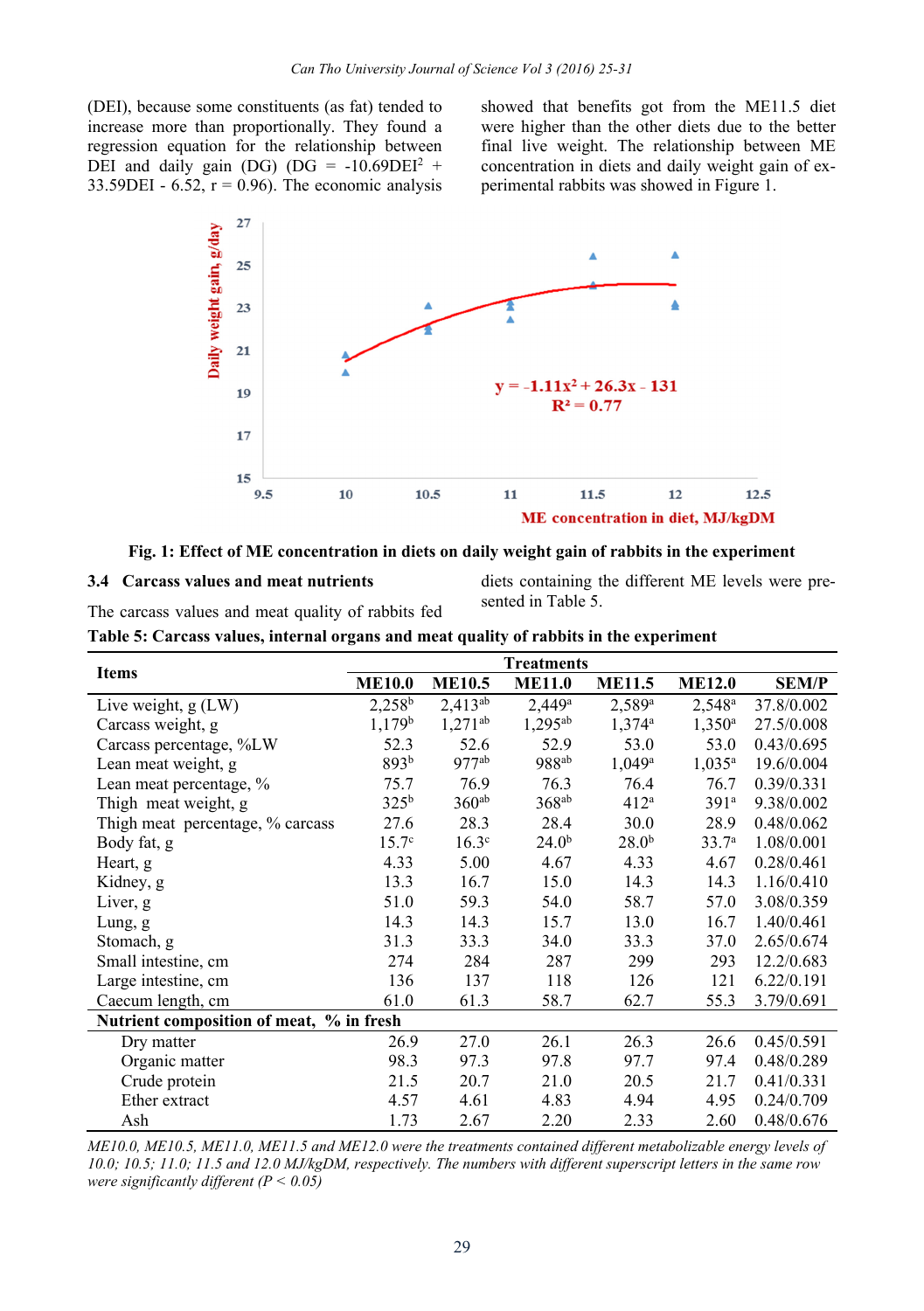(DEI), because some constituents (as fat) tended to increase more than proportionally. They found a regression equation for the relationship between DEI and daily gain (DG) (DG = $-10.69DEI^2 + 33.59DEI - 6.52$, r = 0.96). The economic analysis showed that benefits got from the ME11.5 diet were higher than the other diets due to the better final live weight. The relationship between ME concentration in diets and daily weight gain of experimental rabbits was showed in Figure 1.

**Fig. 1: Effect of ME concentration in diets on daily weight gain of rabbits in the experiment**

### 3.4 Carcass values and meat nutrients

The carcass values and meat quality of rabbits fed diets containing the different ME levels were presented in Table 5.

**Table 5: Carcass values, internal organs and meat quality of rabbits in the experiment**

| Items | Treatments | | | | | |
|---|---|---|---|---|---|---|
| | ME10.0 | ME10.5 | ME11.0 | ME11.5 | ME12.0 | SEM/P |
| Live weight, g (LW) | 2,258[b] | 2,413[ab] | 2,449[a] | 2,589[a] | 2,548[a] | 37.8/0.002 |
| Carcass weight, g | 1,179[b] | 1,271[ab] | 1,295[ab] | 1,374[a] | 1,350[a] | 27.5/0.008 |
| Carcass percentage, %LW | 52.3 | 52.6 | 52.9 | 53.0 | 53.0 | 0.43/0.695 |
| Lean meat weight, g | 893[b] | 977[ab] | 988[ab] | 1,049[a] | 1,035[a] | 19.6/0.004 |
| Lean meat percentage, % | 75.7 | 76.9 | 76.3 | 76.4 | 76.7 | 0.39/0.331 |
| Thigh meat weight, g | 325[b] | 360[ab] | 368[ab] | 412[a] | 391[a] | 9.38/0.002 |
| Thigh meat percentage, % carcass | 27.6 | 28.3 | 28.4 | 30.0 | 28.9 | 0.48/0.062 |
| Body fat, g | 15.7[c] | 16.3[c] | 24.0[b] | 28.0[b] | 33.7[a] | 1.08/0.001 |
| Heart, g | 4.33 | 5.00 | 4.67 | 4.33 | 4.67 | 0.28/0.461 |
| Kidney, g | 13.3 | 16.7 | 15.0 | 14.3 | 14.3 | 1.16/0.410 |
| Liver, g | 51.0 | 59.3 | 54.0 | 58.7 | 57.0 | 3.08/0.359 |
| Lung, g | 14.3 | 14.3 | 15.7 | 13.0 | 16.7 | 1.40/0.461 |
| Stomach, g | 31.3 | 33.3 | 34.0 | 33.3 | 37.0 | 2.65/0.674 |
| Small intestine, cm | 274 | 284 | 287 | 299 | 293 | 12.2/0.683 |
| Large intestine, cm | 136 | 137 | 118 | 126 | 121 | 6.22/0.191 |
| Caecum length, cm | 61.0 | 61.3 | 58.7 | 62.7 | 55.3 | 3.79/0.691 |
| **Nutrient composition of meat, % in fresh** | | | | | | |
| Dry matter | 26.9 | 27.0 | 26.1 | 26.3 | 26.6 | 0.45/0.591 |
| Organic matter | 98.3 | 97.3 | 97.8 | 97.7 | 97.4 | 0.48/0.289 |
| Crude protein | 21.5 | 20.7 | 21.0 | 20.5 | 21.7 | 0.41/0.331 |
| Ether extract | 4.57 | 4.61 | 4.83 | 4.94 | 4.95 | 0.24/0.709 |
| Ash | 1.73 | 2.67 | 2.20 | 2.33 | 2.60 | 0.48/0.676 |

*ME10.0, ME10.5, ME11.0, ME11.5 and ME12.0 were the treatments contained different metabolizable energy levels of 10.0; 10.5; 11.0; 11.5 and 12.0 MJ/kgDM, respectively. The numbers with different superscript letters in the same row were significantly different (P < 0.05)*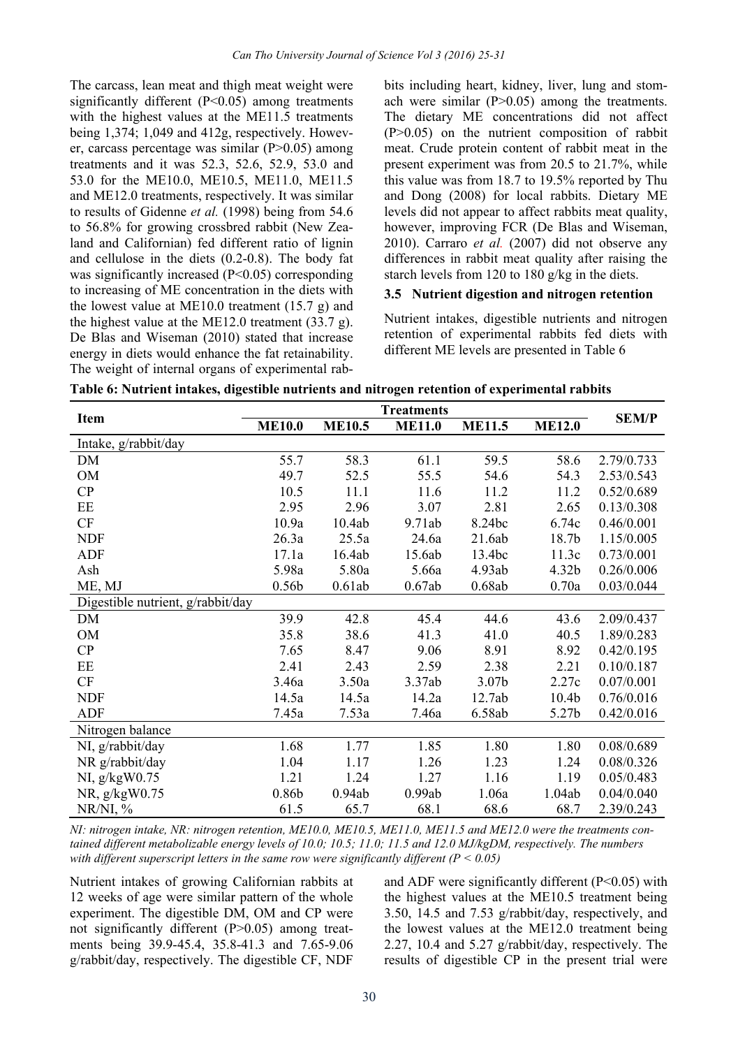The carcass, lean meat and thigh meat weight were significantly different (P<0.05) among treatments with the highest values at the ME11.5 treatments being 1,374; 1,049 and 412g, respectively. However, carcass percentage was similar (P>0.05) among treatments and it was 52.3, 52.6, 52.9, 53.0 and 53.0 for the ME10.0, ME10.5, ME11.0, ME11.5 and ME12.0 treatments, respectively. It was similar to results of Gidenne *et al.* (1998) being from 54.6 to 56.8% for growing crossbred rabbit (New Zealand and Californian) fed different ratio of lignin and cellulose in the diets (0.2-0.8). The body fat was significantly increased (P<0.05) corresponding to increasing of ME concentration in the diets with the lowest value at ME10.0 treatment (15.7 g) and the highest value at the ME12.0 treatment (33.7 g). De Blas and Wiseman (2010) stated that increase energy in diets would enhance the fat retainability. The weight of internal organs of experimental rabbits including heart, kidney, liver, lung and stomach were similar (P>0.05) among the treatments. The dietary ME concentrations did not affect (P>0.05) on the nutrient composition of rabbit meat. Crude protein content of rabbit meat in the present experiment was from 20.5 to 21.7%, while this value was from 18.7 to 19.5% reported by Thu and Dong (2008) for local rabbits. Dietary ME levels did not appear to affect rabbits meat quality, however, improving FCR (De Blas and Wiseman, 2010). Carraro *et al.* (2007) did not observe any differences in rabbit meat quality after raising the starch levels from 120 to 180 g/kg in the diets.

### 3.5 Nutrient digestion and nitrogen retention

Nutrient intakes, digestible nutrients and nitrogen retention of experimental rabbits fed diets with different ME levels are presented in Table 6

**Table 6: Nutrient intakes, digestible nutrients and nitrogen retention of experimental rabbits**

| Item | Treatments | | | | | SEM/P |
|---|---|---|---|---|---|---|
| | ME10.0 | ME10.5 | ME11.0 | ME11.5 | ME12.0 | |
| Intake, g/rabbit/day | | | | | | |
| DM | 55.7 | 58.3 | 61.1 | 59.5 | 58.6 | 2.79/0.733 |
| OM | 49.7 | 52.5 | 55.5 | 54.6 | 54.3 | 2.53/0.543 |
| CP | 10.5 | 11.1 | 11.6 | 11.2 | 11.2 | 0.52/0.689 |
| EE | 2.95 | 2.96 | 3.07 | 2.81 | 2.65 | 0.13/0.308 |
| CF | 10.9a | 10.4ab | 9.71ab | 8.24bc | 6.74c | 0.46/0.001 |
| NDF | 26.3a | 25.5a | 24.6a | 21.6ab | 18.7b | 1.15/0.005 |
| ADF | 17.1a | 16.4ab | 15.6ab | 13.4bc | 11.3c | 0.73/0.001 |
| Ash | 5.98a | 5.80a | 5.66a | 4.93ab | 4.32b | 0.26/0.006 |
| ME, MJ | 0.56b | 0.61ab | 0.67ab | 0.68ab | 0.70a | 0.03/0.044 |
| Digestible nutrient, g/rabbit/day | | | | | | |
| DM | 39.9 | 42.8 | 45.4 | 44.6 | 43.6 | 2.09/0.437 |
| OM | 35.8 | 38.6 | 41.3 | 41.0 | 40.5 | 1.89/0.283 |
| CP | 7.65 | 8.47 | 9.06 | 8.91 | 8.92 | 0.42/0.195 |
| EE | 2.41 | 2.43 | 2.59 | 2.38 | 2.21 | 0.10/0.187 |
| CF | 3.46a | 3.50a | 3.37ab | 3.07b | 2.27c | 0.07/0.001 |
| NDF | 14.5a | 14.5a | 14.2a | 12.7ab | 10.4b | 0.76/0.016 |
| ADF | 7.45a | 7.53a | 7.46a | 6.58ab | 5.27b | 0.42/0.016 |
| Nitrogen balance | | | | | | |
| NI, g/rabbit/day | 1.68 | 1.77 | 1.85 | 1.80 | 1.80 | 0.08/0.689 |
| NR g/rabbit/day | 1.04 | 1.17 | 1.26 | 1.23 | 1.24 | 0.08/0.326 |
| NI, g/kgW0.75 | 1.21 | 1.24 | 1.27 | 1.16 | 1.19 | 0.05/0.483 |
| NR, g/kgW0.75 | 0.86b | 0.94ab | 0.99ab | 1.06a | 1.04ab | 0.04/0.040 |
| NR/NI, % | 61.5 | 65.7 | 68.1 | 68.6 | 68.7 | 2.39/0.243 |

*NI: nitrogen intake, NR: nitrogen retention, ME10.0, ME10.5, ME11.0, ME11.5 and ME12.0 were the treatments contained different metabolizable energy levels of 10.0; 10.5; 11.0; 11.5 and 12.0 MJ/kgDM, respectively. The numbers with different superscript letters in the same row were significantly different (P < 0.05)*

Nutrient intakes of growing Californian rabbits at 12 weeks of age were similar pattern of the whole experiment. The digestible DM, OM and CP were not significantly different (P>0.05) among treatments being 39.9-45.4, 35.8-41.3 and 7.65-9.06 g/rabbit/day, respectively. The digestible CF, NDF and ADF were significantly different (P<0.05) with the highest values at the ME10.5 treatment being 3.50, 14.5 and 7.53 g/rabbit/day, respectively, and the lowest values at the ME12.0 treatment being 2.27, 10.4 and 5.27 g/rabbit/day, respectively. The results of digestible CP in the present trial were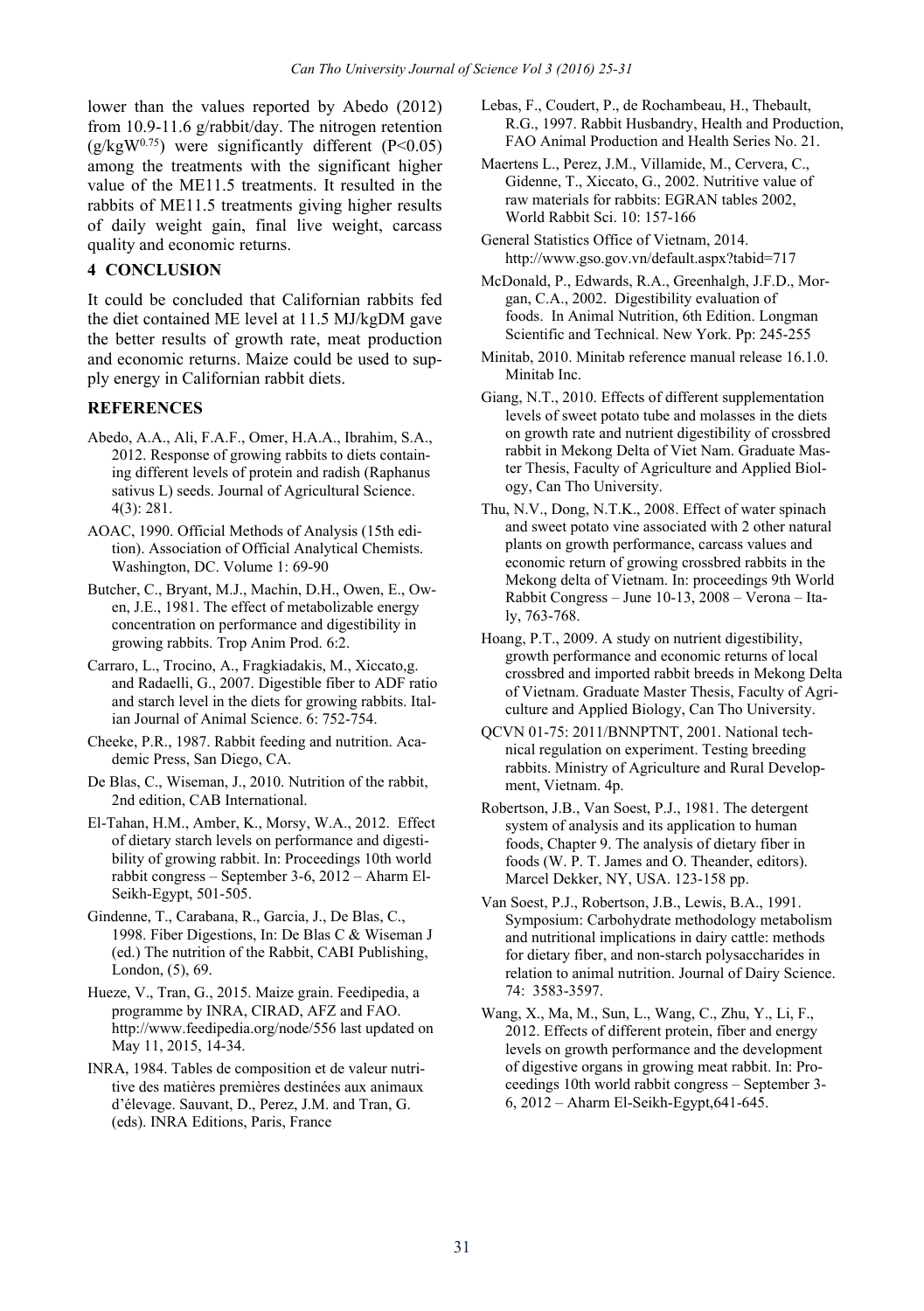lower than the values reported by Abedo (2012) from 10.9-11.6 g/rabbit/day. The nitrogen retention ($g/kgW^{0.75}$) were significantly different ($P<0.05$) among the treatments with the significant higher value of the ME11.5 treatments. It resulted in the rabbits of ME11.5 treatments giving higher results of daily weight gain, final live weight, carcass quality and economic returns.

## 4 CONCLUSION

It could be concluded that Californian rabbits fed the diet contained ME level at 11.5 MJ/kgDM gave the better results of growth rate, meat production and economic returns. Maize could be used to supply energy in Californian rabbit diets.

## REFERENCES

Abedo, A.A., Ali, F.A.F., Omer, H.A.A., Ibrahim, S.A., 2012. Response of growing rabbits to diets containing different levels of protein and radish (Raphanus sativus L) seeds. Journal of Agricultural Science. 4(3): 281.

AOAC, 1990. Official Methods of Analysis (15th edition). Association of Official Analytical Chemists. Washington, DC. Volume 1: 69-90

Butcher, C., Bryant, M.J., Machin, D.H., Owen, E., Owen, J.E., 1981. The effect of metabolizable energy concentration on performance and digestibility in growing rabbits. Trop Anim Prod. 6:2.

Carraro, L., Trocino, A., Fragkiadakis, M., Xiccato,g. and Radaelli, G., 2007. Digestible fiber to ADF ratio and starch level in the diets for growing rabbits. Italian Journal of Animal Science. 6: 752-754.

Cheeke, P.R., 1987. Rabbit feeding and nutrition. Academic Press, San Diego, CA.

De Blas, C., Wiseman, J., 2010. Nutrition of the rabbit, 2nd edition, CAB International.

El-Tahan, H.M., Amber, K., Morsy, W.A., 2012. Effect of dietary starch levels on performance and digestibility of growing rabbit. In: Proceedings 10th world rabbit congress – September 3-6, 2012 – Aharm El-Seikh-Egypt, 501-505.

Gindenne, T., Carabana, R., Garcia, J., De Blas, C., 1998. Fiber Digestions, In: De Blas C & Wiseman J (ed.) The nutrition of the Rabbit, CABI Publishing, London, (5), 69.

Hueze, V., Tran, G., 2015. Maize grain. Feedipedia, a programme by INRA, CIRAD, AFZ and FAO. http://www.feedipedia.org/node/556 last updated on May 11, 2015, 14-34.

INRA, 1984. Tables de composition et de valeur nutritive des matières premières destinées aux animaux d'élevage. Sauvant, D., Perez, J.M. and Tran, G. (eds). INRA Editions, Paris, France

Lebas, F., Coudert, P., de Rochambeau, H., Thebault, R.G., 1997. Rabbit Husbandry, Health and Production, FAO Animal Production and Health Series No. 21.

Maertens L., Perez, J.M., Villamide, M., Cervera, C., Gidenne, T., Xiccato, G., 2002. Nutritive value of raw materials for rabbits: EGRAN tables 2002, World Rabbit Sci. 10: 157-166

General Statistics Office of Vietnam, 2014. http://www.gso.gov.vn/default.aspx?tabid=717

McDonald, P., Edwards, R.A., Greenhalgh, J.F.D., Morgan, C.A., 2002. Digestibility evaluation of foods. In Animal Nutrition, 6th Edition. Longman Scientific and Technical. New York. Pp: 245-255

Minitab, 2010. Minitab reference manual release 16.1.0. Minitab Inc.

Giang, N.T., 2010. Effects of different supplementation levels of sweet potato tube and molasses in the diets on growth rate and nutrient digestibility of crossbred rabbit in Mekong Delta of Viet Nam. Graduate Master Thesis, Faculty of Agriculture and Applied Biology, Can Tho University.

Thu, N.V., Dong, N.T.K., 2008. Effect of water spinach and sweet potato vine associated with 2 other natural plants on growth performance, carcass values and economic return of growing crossbred rabbits in the Mekong delta of Vietnam. In: proceedings 9th World Rabbit Congress – June 10-13, 2008 – Verona – Italy, 763-768.

Hoang, P.T., 2009. A study on nutrient digestibility, growth performance and economic returns of local crossbred and imported rabbit breeds in Mekong Delta of Vietnam. Graduate Master Thesis, Faculty of Agriculture and Applied Biology, Can Tho University.

QCVN 01-75: 2011/BNNPTNT, 2001. National technical regulation on experiment. Testing breeding rabbits. Ministry of Agriculture and Rural Development, Vietnam. 4p.

Robertson, J.B., Van Soest, P.J., 1981. The detergent system of analysis and its application to human foods, Chapter 9. The analysis of dietary fiber in foods (W. P. T. James and O. Theander, editors). Marcel Dekker, NY, USA. 123-158 pp.

Van Soest, P.J., Robertson, J.B., Lewis, B.A., 1991. Symposium: Carbohydrate methodology metabolism and nutritional implications in dairy cattle: methods for dietary fiber, and non-starch polysaccharides in relation to animal nutrition. Journal of Dairy Science. 74: 3583-3597.

Wang, X., Ma, M., Sun, L., Wang, C., Zhu, Y., Li, F., 2012. Effects of different protein, fiber and energy levels on growth performance and the development of digestive organs in growing meat rabbit. In: Proceedings 10th world rabbit congress – September 3-6, 2012 – Aharm El-Seikh-Egypt,641-645.